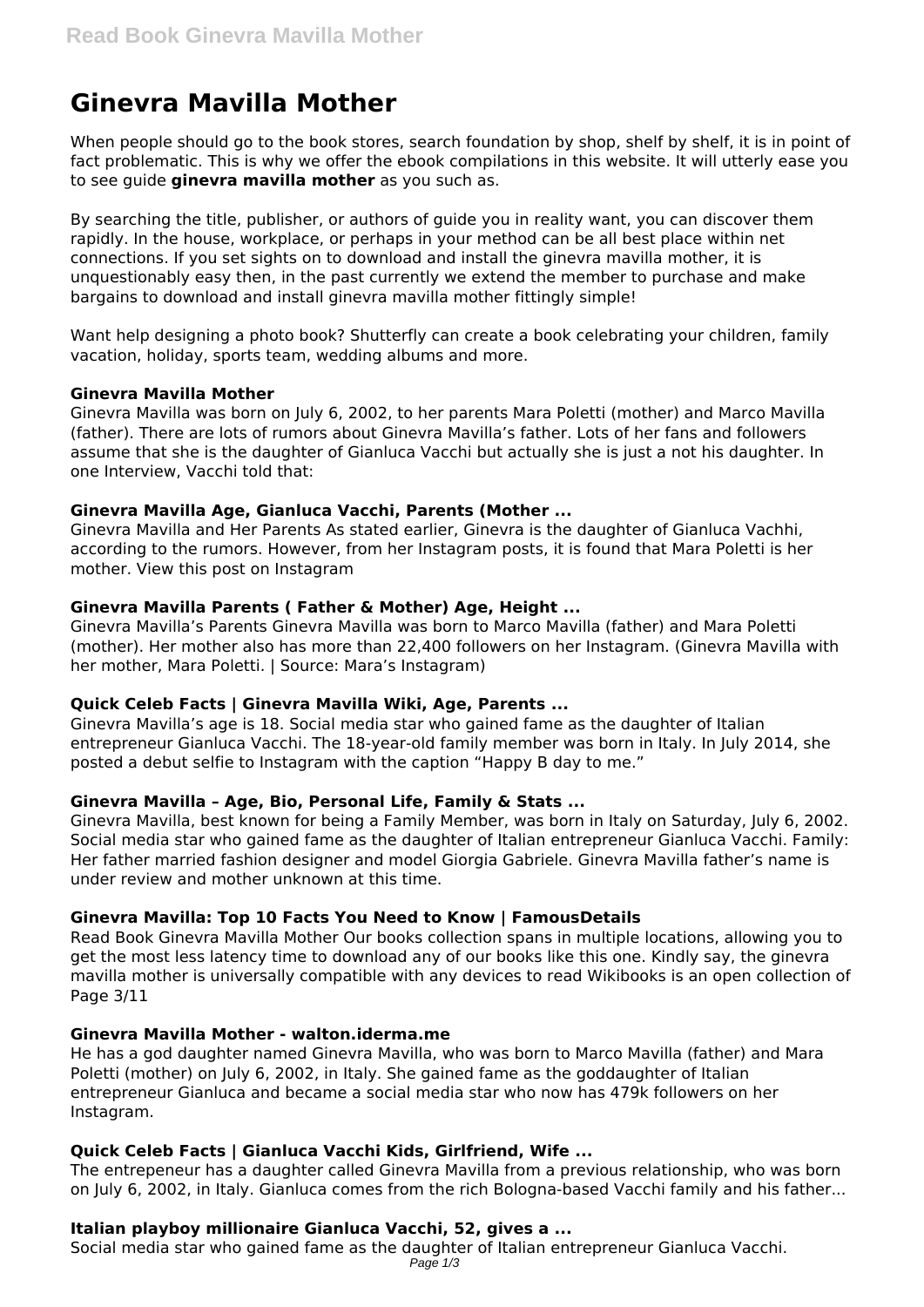# Ginevra Mavilla Mother

When people should go to the book stores, search foundation by shop, shelf by shelf, it is in point of fact problematic. This is why we offer the ebook compilations in this website. It will utterly ease you to see guide **ginevra mavilla mother** as you such as.

By searching the title, publisher, or authors of guide you in reality want, you can discover them rapidly. In the house, workplace, or perhaps in your method can be all best place within net connections. If you set sights on to download and install the ginevra mavilla mother, it is unquestionably easy then, in the past currently we extend the member to purchase and make bargains to download and install ginevra mavilla mother fittingly simple!

Want help designing a photo book? Shutterfly can create a book celebrating your children, family vacation, holiday, sports team, wedding albums and more.

### Ginevra Mavilla Mother

Ginevra Mavilla was born on July 6, 2002, to her parents Mara Poletti (mother) and Marco Mavilla (father). There are lots of rumors about Ginevra Mavilla's father. Lots of her fans and followers assume that she is the daughter of Gianluca Vacchi but actually she is just a not his daughter. In one Interview, Vacchi told that:

### Ginevra Mavilla Age, Gianluca Vacchi, Parents (Mother ...

Ginevra Mavilla and Her Parents As stated earlier, Ginevra is the daughter of Gianluca Vachhi, according to the rumors. However, from her Instagram posts, it is found that Mara Poletti is her mother. View this post on Instagram

### Ginevra Mavilla Parents ( Father & Mother) Age, Height ...

Ginevra Mavilla's Parents Ginevra Mavilla was born to Marco Mavilla (father) and Mara Poletti (mother). Her mother also has more than 22,400 followers on her Instagram. (Ginevra Mavilla with her mother, Mara Poletti. | Source: Mara's Instagram)

### Quick Celeb Facts | Ginevra Mavilla Wiki, Age, Parents ...

Ginevra Mavilla's age is 18. Social media star who gained fame as the daughter of Italian entrepreneur Gianluca Vacchi. The 18-year-old family member was born in Italy. In July 2014, she posted a debut selfie to Instagram with the caption "Happy B day to me."

### Ginevra Mavilla – Age, Bio, Personal Life, Family & Stats ...

Ginevra Mavilla, best known for being a Family Member, was born in Italy on Saturday, July 6, 2002. Social media star who gained fame as the daughter of Italian entrepreneur Gianluca Vacchi. Family: Her father married fashion designer and model Giorgia Gabriele. Ginevra Mavilla father's name is under review and mother unknown at this time.

### Ginevra Mavilla: Top 10 Facts You Need to Know | FamousDetails

Read Book Ginevra Mavilla Mother Our books collection spans in multiple locations, allowing you to get the most less latency time to download any of our books like this one. Kindly say, the ginevra mavilla mother is universally compatible with any devices to read Wikibooks is an open collection of Page 3/11

### Ginevra Mavilla Mother - walton.iderma.me

He has a god daughter named Ginevra Mavilla, who was born to Marco Mavilla (father) and Mara Poletti (mother) on July 6, 2002, in Italy. She gained fame as the goddaughter of Italian entrepreneur Gianluca and became a social media star who now has 479k followers on her Instagram.

### Quick Celeb Facts | Gianluca Vacchi Kids, Girlfriend, Wife ...

The entrepeneur has a daughter called Ginevra Mavilla from a previous relationship, who was born on July 6, 2002, in Italy. Gianluca comes from the rich Bologna-based Vacchi family and his father...

### Italian playboy millionaire Gianluca Vacchi, 52, gives a ...

Social media star who gained fame as the daughter of Italian entrepreneur Gianluca Vacchi.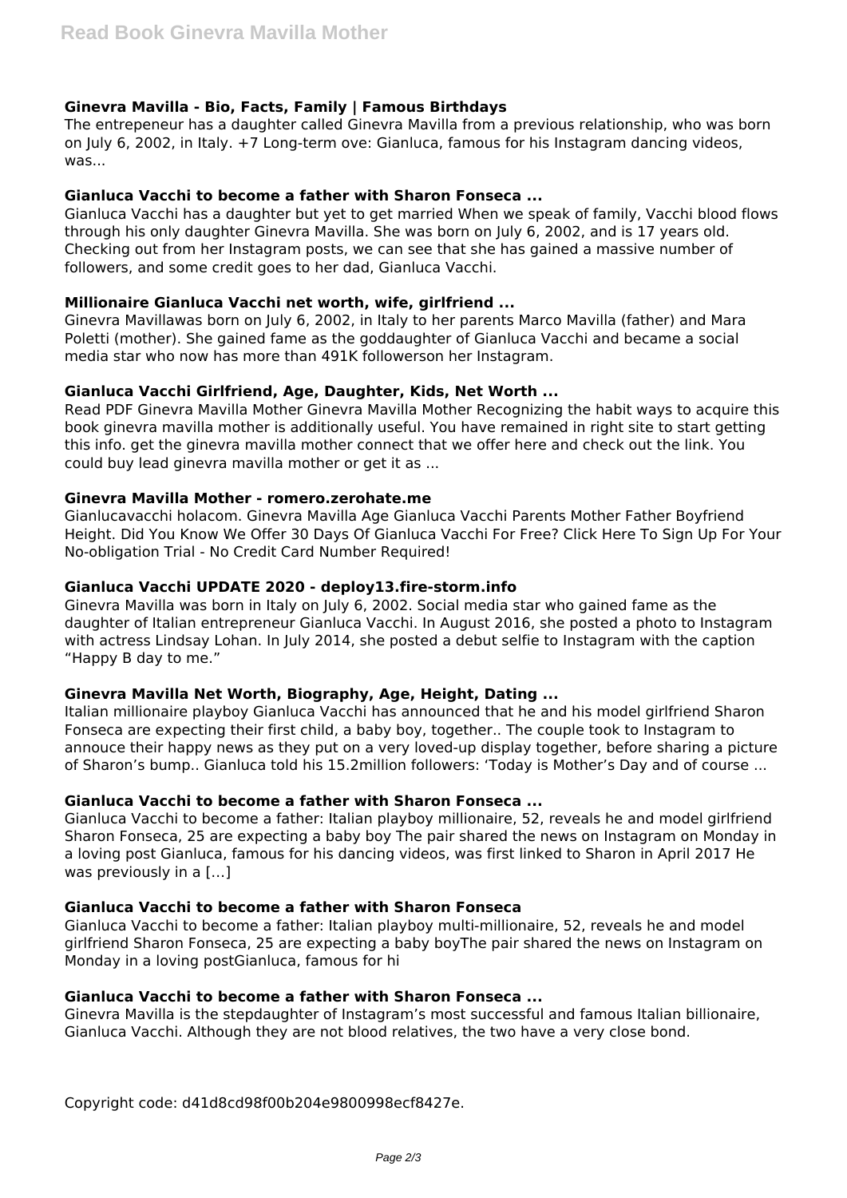### Ginevra Mavilla - Bio, Facts, Family | Famous Birthdays

The entrepeneur has a daughter called Ginevra Mavilla from a previous relationship, who was born on July 6, 2002, in Italy. +7 Long-term ove: Gianluca, famous for his Instagram dancing videos, was...

### Gianluca Vacchi to become a father with Sharon Fonseca ...

Gianluca Vacchi has a daughter but yet to get married When we speak of family, Vacchi blood flows through his only daughter Ginevra Mavilla. She was born on July 6, 2002, and is 17 years old. Checking out from her Instagram posts, we can see that she has gained a massive number of followers, and some credit goes to her dad, Gianluca Vacchi.

### Millionaire Gianluca Vacchi net worth, wife, girlfriend ...

Ginevra Mavillawas born on July 6, 2002, in Italy to her parents Marco Mavilla (father) and Mara Poletti (mother). She gained fame as the goddaughter of Gianluca Vacchi and became a social media star who now has more than 491K followerson her Instagram.

### Gianluca Vacchi Girlfriend, Age, Daughter, Kids, Net Worth ...

Read PDF Ginevra Mavilla Mother Ginevra Mavilla Mother Recognizing the habit ways to acquire this book ginevra mavilla mother is additionally useful. You have remained in right site to start getting this info. get the ginevra mavilla mother connect that we offer here and check out the link. You could buy lead ginevra mavilla mother or get it as ...

### Ginevra Mavilla Mother - romero.zerohate.me

Gianlucavacchi holacom. Ginevra Mavilla Age Gianluca Vacchi Parents Mother Father Boyfriend Height. Did You Know We Offer 30 Days Of Gianluca Vacchi For Free? Click Here To Sign Up For Your No-obligation Trial - No Credit Card Number Required!

### Gianluca Vacchi UPDATE 2020 - deploy13.fire-storm.info

Ginevra Mavilla was born in Italy on July 6, 2002. Social media star who gained fame as the daughter of Italian entrepreneur Gianluca Vacchi. In August 2016, she posted a photo to Instagram with actress Lindsay Lohan. In July 2014, she posted a debut selfie to Instagram with the caption "Happy B day to me."

### Ginevra Mavilla Net Worth, Biography, Age, Height, Dating ...

Italian millionaire playboy Gianluca Vacchi has announced that he and his model girlfriend Sharon Fonseca are expecting their first child, a baby boy, together.. The couple took to Instagram to annouce their happy news as they put on a very loved-up display together, before sharing a picture of Sharon's bump.. Gianluca told his 15.2million followers: 'Today is Mother's Day and of course ...

### Gianluca Vacchi to become a father with Sharon Fonseca ...

Gianluca Vacchi to become a father: Italian playboy millionaire, 52, reveals he and model girlfriend Sharon Fonseca, 25 are expecting a baby boy The pair shared the news on Instagram on Monday in a loving post Gianluca, famous for his dancing videos, was first linked to Sharon in April 2017 He was previously in a […]

### Gianluca Vacchi to become a father with Sharon Fonseca

Gianluca Vacchi to become a father: Italian playboy multi-millionaire, 52, reveals he and model girlfriend Sharon Fonseca, 25 are expecting a baby boyThe pair shared the news on Instagram on Monday in a loving postGianluca, famous for hi

### Gianluca Vacchi to become a father with Sharon Fonseca ...

Ginevra Mavilla is the stepdaughter of Instagram's most successful and famous Italian billionaire, Gianluca Vacchi. Although they are not blood relatives, the two have a very close bond.

Copyright code: d41d8cd98f00b204e9800998ecf8427e.